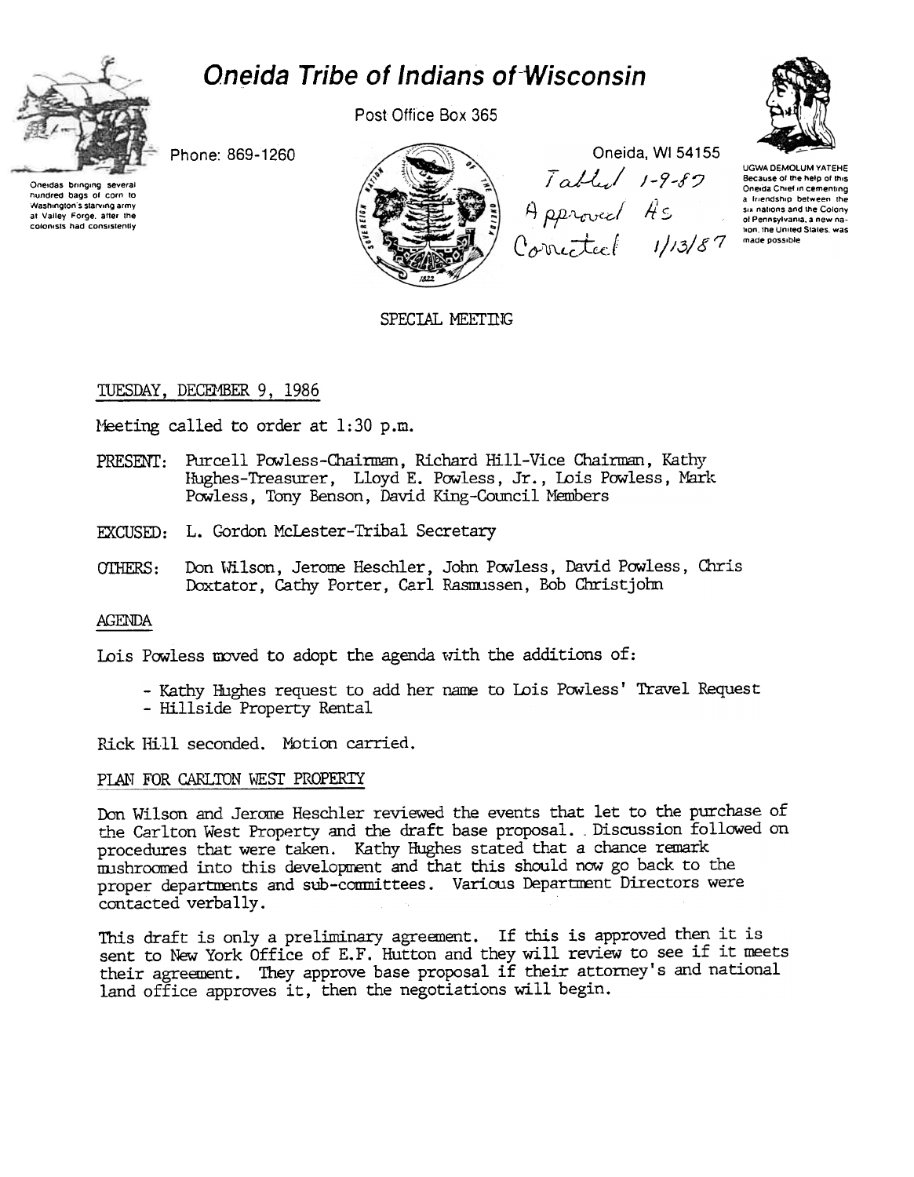# Oneida Tribe of Indians of Wisconsin

Oneidas bringing several hundred bags of corn to Washington's starving army at Valley Forge, after the colonists had consistently

Phone: 869-1260

Post Office Box 365

Oneida, WI 54155

Tabled 1-9-87
Approved As
Corrected 1/13/87

UGWA DEMOLUM YATEHE
Because of the help of this Oneida Chief in cementing a friendship between the six nations and the Colony of Pennsylvania, a new nation, the United States, was made possible

SPECIAL MEETING

TUESDAY, DECEMBER 9, 1986

Meeting called to order at 1:30 p.m.

PRESENT: Purcell Powless-Chairman, Richard Hill-Vice Chairman, Kathy Hughes-Treasurer, Lloyd E. Powless, Jr., Lois Powless, Mark Powless, Tony Benson, David King-Council Members

EXCUSED: L. Gordon McLester-Tribal Secretary

OTHERS: Don Wilson, Jerome Heschler, John Powless, David Powless, Chris Doxtator, Cathy Porter, Carl Rasmussen, Bob Christjohn

## AGENDA

Lois Powless moved to adopt the agenda with the additions of:

- Kathy Hughes request to add her name to Lois Powless' Travel Request
- Hillside Property Rental

Rick Hill seconded. Motion carried.

## PLAN FOR CARLTON WEST PROPERTY

Don Wilson and Jerome Heschler reviewed the events that let to the purchase of the Carlton West Property and the draft base proposal. Discussion followed on procedures that were taken. Kathy Hughes stated that a chance remark mushroomed into this development and that this should now go back to the proper departments and sub-committees. Various Department Directors were contacted verbally.

This draft is only a preliminary agreement. If this is approved then it is sent to New York Office of E.F. Hutton and they will review to see if it meets their agreement. They approve base proposal if their attorney's and national land office approves it, then the negotiations will begin.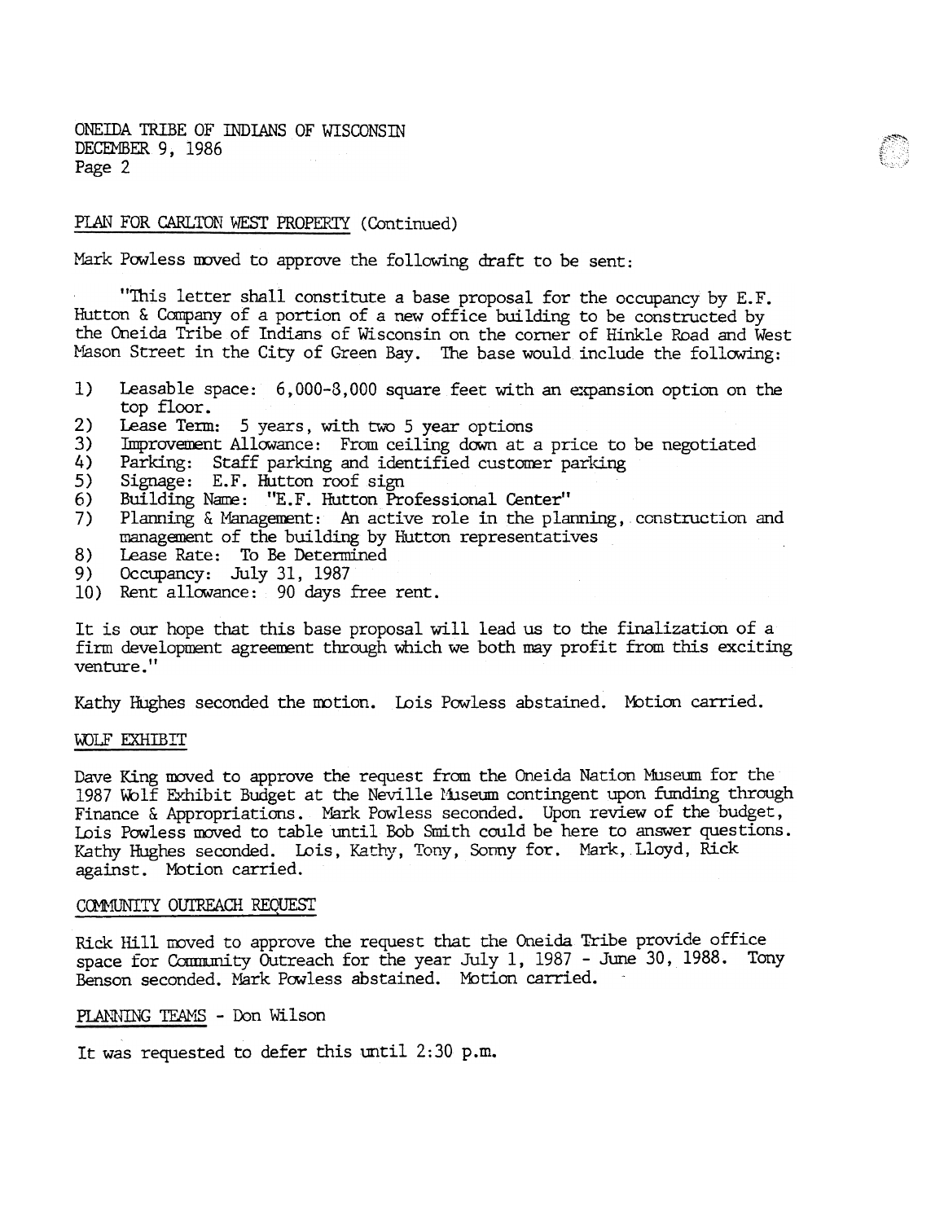PLAN FOR CARLTON WEST PROPERTY (Continued)

Mark Powless moved to approve the following draft to be sent:

"This letter shall constitute a base proposal for the occupancy by E.F. Hutton & Company of a portion of a new office building to be constructed by the Oneida Tribe of Indians of Wisconsin on the corner of Hinkle Road and West Mason Street in the City of Green Bay. The base would include the following:

1) Leasable space: 6,000-8,000 square feet with an expansion option on the top floor.
2) Lease Term: 5 years, with two 5 year options
3) Improvement Allowance: From ceiling down at a price to be negotiated
4) Parking: Staff parking and identified customer parking
5) Signage: E.F. Hutton roof sign
6) Building Name: "E.F. Hutton Professional Center"
7) Planning & Management: An active role in the planning, construction and management of the building by Hutton representatives
8) Lease Rate: To Be Determined
9) Occupancy: July 31, 1987
10) Rent allowance: 90 days free rent.

It is our hope that this base proposal will lead us to the finalization of a firm development agreement through which we both may profit from this exciting venture."

Kathy Hughes seconded the motion. Lois Powless abstained. Motion carried.

WOLF EXHIBIT

Dave King moved to approve the request from the Oneida Nation Museum for the 1987 Wolf Exhibit Budget at the Neville Museum contingent upon funding through Finance & Appropriations. Mark Powless seconded. Upon review of the budget, Lois Powless moved to table until Bob Smith could be here to answer questions. Kathy Hughes seconded. Lois, Kathy, Tony, Sonny for. Mark, Lloyd, Rick against. Motion carried.

COMMUNITY OUTREACH REQUEST

Rick Hill moved to approve the request that the Oneida Tribe provide office space for Community Outreach for the year July 1, 1987 - June 30, 1988. Tony Benson seconded. Mark Powless abstained. Motion carried.

PLANNING TEAMS - Don Wilson

It was requested to defer this until 2:30 p.m.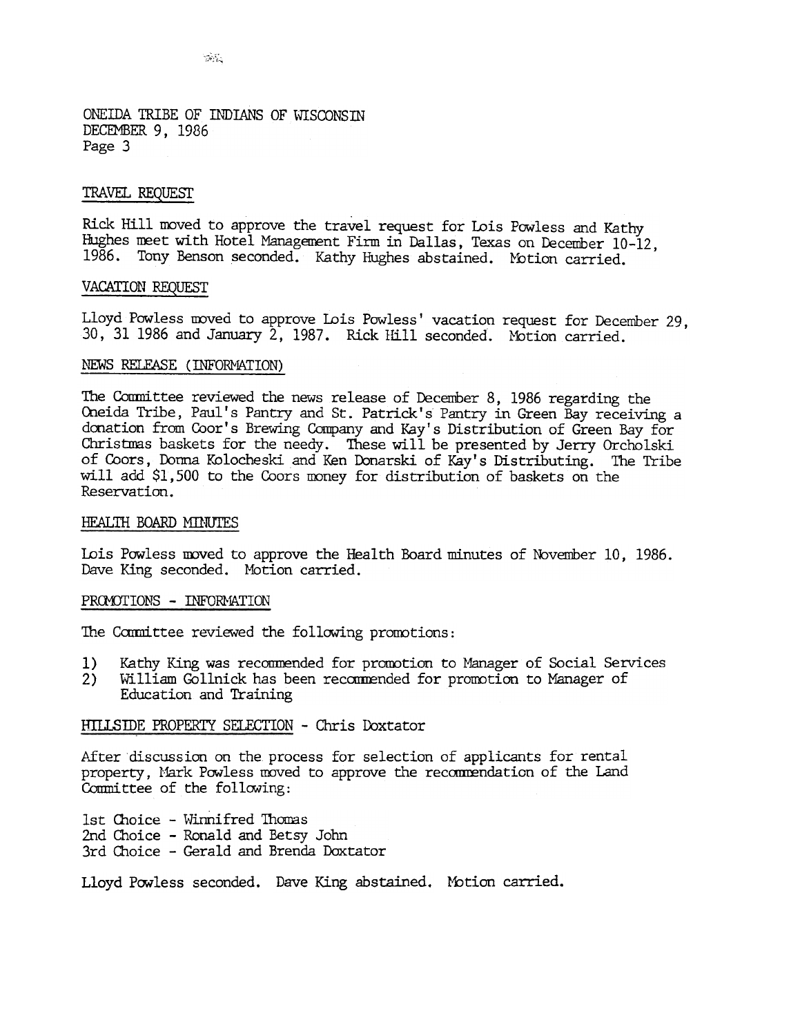ONEIDA TRIBE OF INDIANS OF WISCONSIN
DECEMBER 9, 1986

## TRAVEL REQUEST

Rick Hill moved to approve the travel request for Lois Powless and Kathy Hughes meet with Hotel Management Firm in Dallas, Texas on December 10-12, 1986. Tony Benson seconded. Kathy Hughes abstained. Motion carried.

## VACATION REQUEST

Lloyd Powless moved to approve Lois Powless' vacation request for December 29, 30, 31 1986 and January 2, 1987. Rick Hill seconded. Motion carried.

## NEWS RELEASE (INFORMATION)

The Committee reviewed the news release of December 8, 1986 regarding the Oneida Tribe, Paul's Pantry and St. Patrick's Pantry in Green Bay receiving a donation from Coor's Brewing Company and Kay's Distribution of Green Bay for Christmas baskets for the needy. These will be presented by Jerry Orcholski of Coors, Donna Kolocheski and Ken Donarski of Kay's Distributing. The Tribe will add $1,500 to the Coors money for distribution of baskets on the Reservation.

## HEALTH BOARD MINUTES

Lois Powless moved to approve the Health Board minutes of November 10, 1986. Dave King seconded. Motion carried.

## PROMOTIONS - INFORMATION

The Committee reviewed the following promotions:

1) Kathy King was recommended for promotion to Manager of Social Services
2) William Gollnick has been recommended for promotion to Manager of Education and Training

## HILLSIDE PROPERTY SELECTION - Chris Doxtator

After discussion on the process for selection of applicants for rental property, Mark Powless moved to approve the recommendation of the Land Committee of the following:

1st Choice - Winnifred Thomas
2nd Choice - Ronald and Betsy John
3rd Choice - Gerald and Brenda Doxtator

Lloyd Powless seconded. Dave King abstained. Motion carried.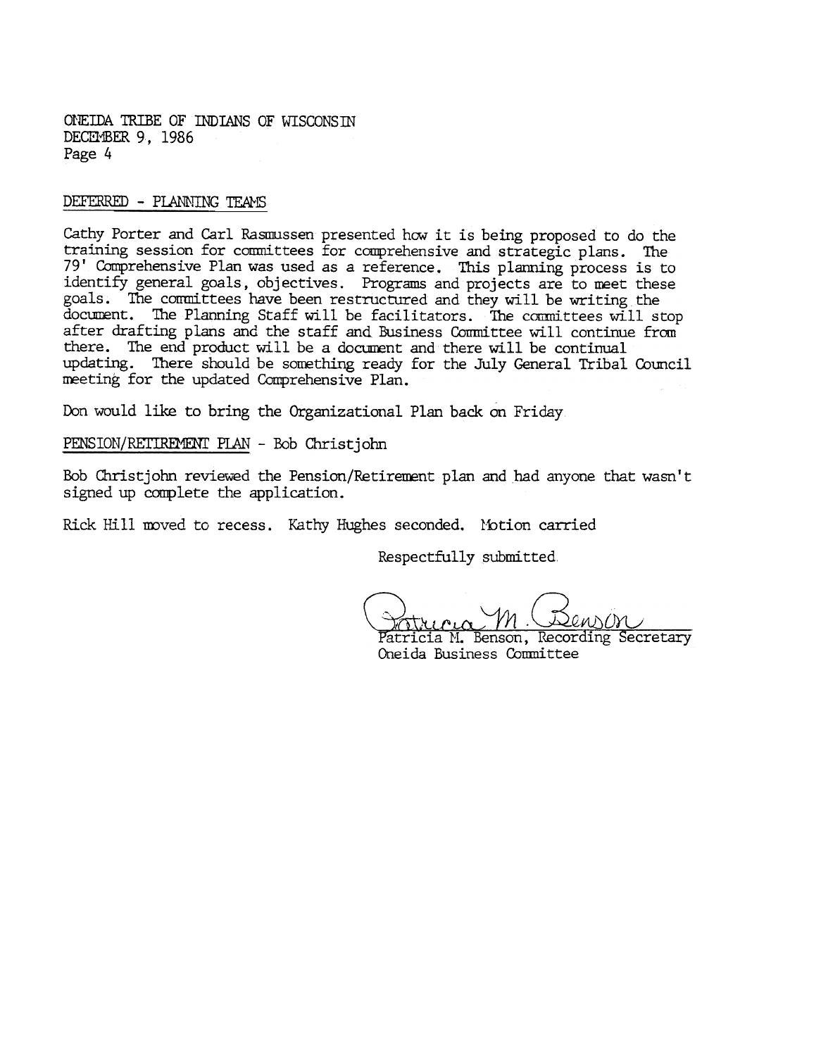DEFERRED - PLANNING TEAMS

Cathy Porter and Carl Rasmussen presented how it is being proposed to do the training session for committees for comprehensive and strategic plans. The 79' Comprehensive Plan was used as a reference. This planning process is to identify general goals, objectives. Programs and projects are to meet these goals. The committees have been restructured and they will be writing the document. The Planning Staff will be facilitators. The committees will stop after drafting plans and the staff and Business Committee will continue from there. The end product will be a document and there will be continual updating. There should be something ready for the July General Tribal Council meeting for the updated Comprehensive Plan.

Don would like to bring the Organizational Plan back on Friday

PENSION/RETIREMENT PLAN - Bob Christjohn

Bob Christjohn reviewed the Pension/Retirement plan and had anyone that wasn't signed up complete the application.

Rick Hill moved to recess. Kathy Hughes seconded. Motion carried

Respectfully submitted

Patricia M. Benson, Recording Secretary
Oneida Business Committee